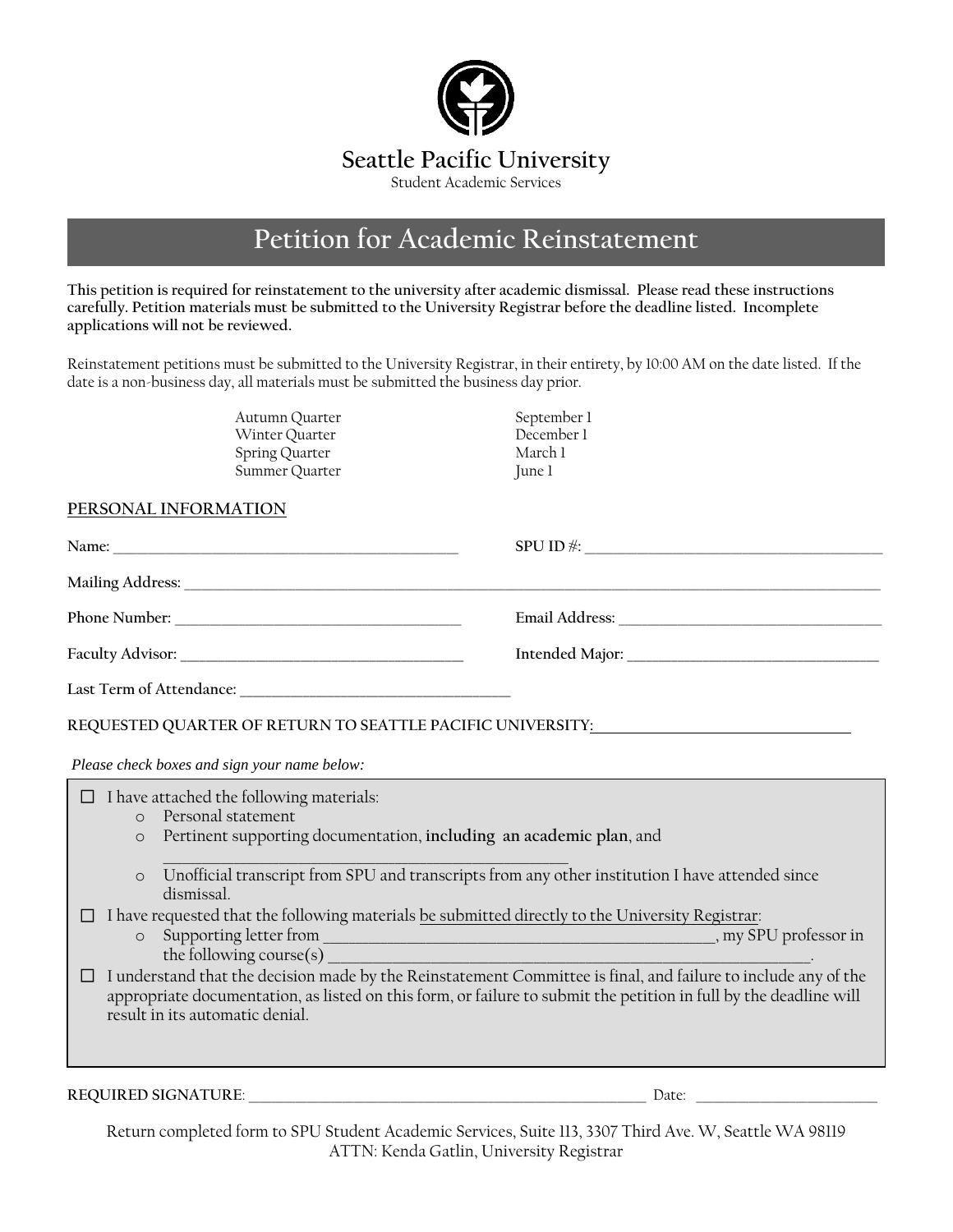# Seattle Pacific University

Student Academic Services

## Petition for Academic Reinstatement

**This petition is required for reinstatement to the university after academic dismissal. Please read these instructions carefully. Petition materials must be submitted to the University Registrar before the deadline listed. Incomplete applications will not be reviewed.**

Reinstatement petitions must be submitted to the University Registrar, in their entirety, by 10:00 AM on the date listed. If the date is a non-business day, all materials must be submitted the business day prior.

| | |
|---|---|
| Autumn Quarter | September 1 |
| Winter Quarter | December 1 |
| Spring Quarter | March 1 |
| Summer Quarter | June 1 |

### PERSONAL INFORMATION

**Name:** ______________________________ **SPU ID #:** ______________________________

**Mailing Address:** ____________________________________________________________

**Phone Number:** ______________________________ **Email Address:** ______________________________

**Faculty Advisor:** ______________________________ **Intended Major:** ______________________________

**Last Term of Attendance:** ______________________________

**REQUESTED QUARTER OF RETURN TO SEATTLE PACIFIC UNIVERSITY:** ______________________________

*Please check boxes and sign your name below:*

- ☐ I have attached the following materials:
  - Personal statement
  - Pertinent supporting documentation, **including an academic plan**, and ______________________________
  - Unofficial transcript from SPU and transcripts from any other institution I have attended since dismissal.
- ☐ I have requested that the following materials be submitted directly to the University Registrar:
  - Supporting letter from ______________________________, my SPU professor in the following course(s) ______________________________.
- ☐ I understand that the decision made by the Reinstatement Committee is final, and failure to include any of the appropriate documentation, as listed on this form, or failure to submit the petition in full by the deadline will result in its automatic denial.

**REQUIRED SIGNATURE**: ______________________________ Date: ______________

Return completed form to SPU Student Academic Services, Suite 113, 3307 Third Ave. W, Seattle WA 98119
ATTN: Kenda Gatlin, University Registrar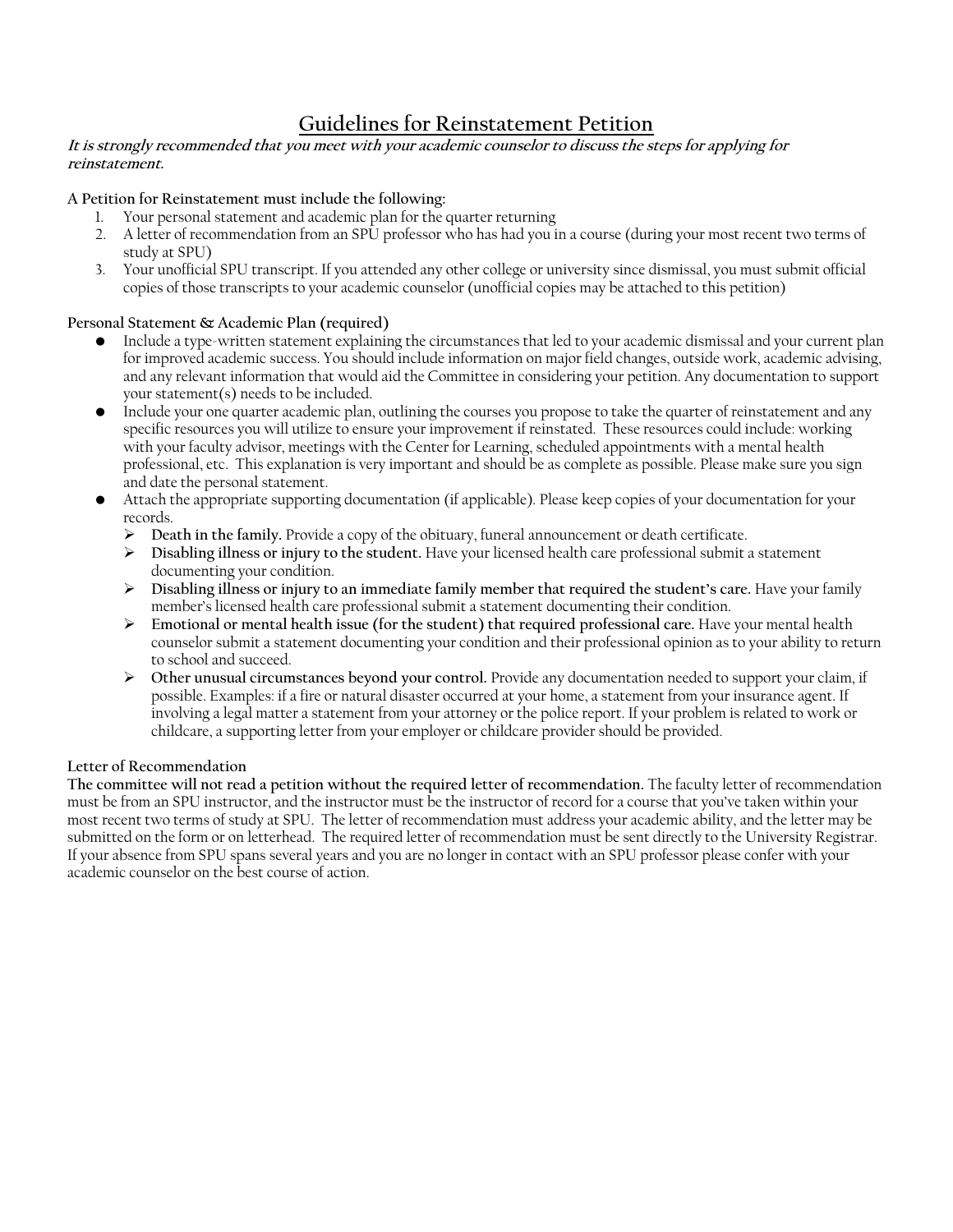# Guidelines for Reinstatement Petition

***It is strongly recommended that you meet with your academic counselor to discuss the steps for applying for reinstatement.***

**A Petition for Reinstatement must include the following:**

1. Your personal statement and academic plan for the quarter returning
2. A letter of recommendation from an SPU professor who has had you in a course (during your most recent two terms of study at SPU)
3. Your unofficial SPU transcript. If you attended any other college or university since dismissal, you must submit official copies of those transcripts to your academic counselor (unofficial copies may be attached to this petition)

**Personal Statement & Academic Plan (required)**

- Include a type-written statement explaining the circumstances that led to your academic dismissal and your current plan for improved academic success. You should include information on major field changes, outside work, academic advising, and any relevant information that would aid the Committee in considering your petition. Any documentation to support your statement(s) needs to be included.
- Include your one quarter academic plan, outlining the courses you propose to take the quarter of reinstatement and any specific resources you will utilize to ensure your improvement if reinstated. These resources could include: working with your faculty advisor, meetings with the Center for Learning, scheduled appointments with a mental health professional, etc. This explanation is very important and should be as complete as possible. Please make sure you sign and date the personal statement.
- Attach the appropriate supporting documentation (if applicable). Please keep copies of your documentation for your records.
  - **Death in the family.** Provide a copy of the obituary, funeral announcement or death certificate.
  - **Disabling illness or injury to the student.** Have your licensed health care professional submit a statement documenting your condition.
  - **Disabling illness or injury to an immediate family member that required the student's care.** Have your family member's licensed health care professional submit a statement documenting their condition.
  - **Emotional or mental health issue (for the student) that required professional care.** Have your mental health counselor submit a statement documenting your condition and their professional opinion as to your ability to return to school and succeed.
  - **Other unusual circumstances beyond your control.** Provide any documentation needed to support your claim, if possible. Examples: if a fire or natural disaster occurred at your home, a statement from your insurance agent. If involving a legal matter a statement from your attorney or the police report. If your problem is related to work or childcare, a supporting letter from your employer or childcare provider should be provided.

**Letter of Recommendation**

**The committee will not read a petition without the required letter of recommendation.** The faculty letter of recommendation must be from an SPU instructor, and the instructor must be the instructor of record for a course that you've taken within your most recent two terms of study at SPU. The letter of recommendation must address your academic ability, and the letter may be submitted on the form or on letterhead. The required letter of recommendation must be sent directly to the University Registrar. If your absence from SPU spans several years and you are no longer in contact with an SPU professor please confer with your academic counselor on the best course of action.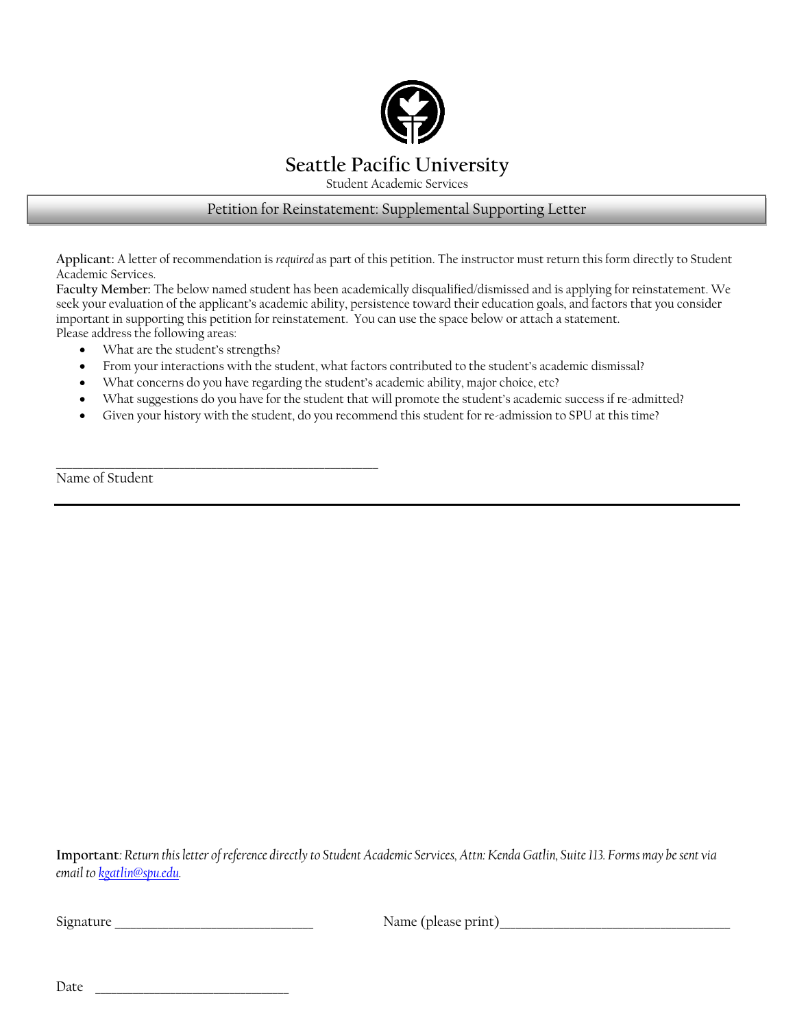# Seattle Pacific University

Student Academic Services

## Petition for Reinstatement: Supplemental Supporting Letter

**Applicant:** A letter of recommendation is *required* as part of this petition. The instructor must return this form directly to Student Academic Services.

**Faculty Member:** The below named student has been academically disqualified/dismissed and is applying for reinstatement. We seek your evaluation of the applicant's academic ability, persistence toward their education goals, and factors that you consider important in supporting this petition for reinstatement. You can use the space below or attach a statement.

Please address the following areas:

- What are the student's strengths?
- From your interactions with the student, what factors contributed to the student's academic dismissal?
- What concerns do you have regarding the student's academic ability, major choice, etc?
- What suggestions do you have for the student that will promote the student's academic success if re-admitted?
- Given your history with the student, do you recommend this student for re-admission to SPU at this time?

\_\_\_\_\_\_\_\_\_\_\_\_\_\_\_\_\_\_\_\_\_\_\_\_\_\_\_\_\_\_\_\_\_\_\_\_\_\_\_\_\_\_\_\_\_\_

Name of Student

---

**Important**: *Return this letter of reference directly to Student Academic Services, Attn: Kenda Gatlin, Suite 113. Forms may be sent via email to [kgatlin@spu.edu](mailto:kgatlin@spu.edu).*

Signature \_\_\_\_\_\_\_\_\_\_\_\_\_\_\_\_\_\_\_\_\_\_\_\_\_\_\_\_\_\_ Name (please print)\_\_\_\_\_\_\_\_\_\_\_\_\_\_\_\_\_\_\_\_\_\_\_\_\_\_\_\_\_\_\_\_\_\_

Date \_\_\_\_\_\_\_\_\_\_\_\_\_\_\_\_\_\_\_\_\_\_\_\_\_\_\_\_\_\_